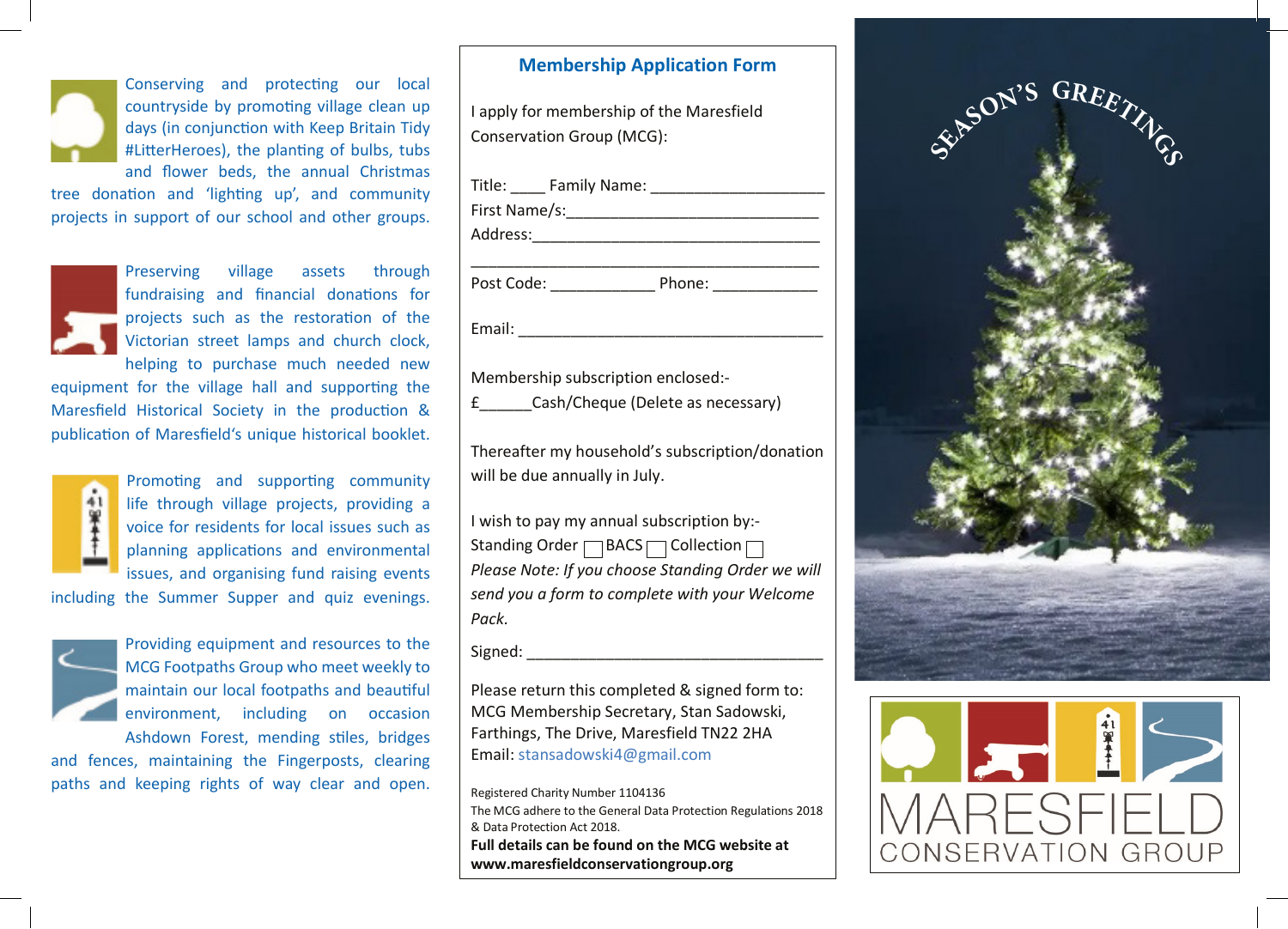Conserving and protecting our local countryside by promoting village clean up days (in conjunction with Keep Britain Tidy #LitterHeroes), the planting of bulbs, tubs and flower beds, the annual Christmas tree donation and 'lighting up', and community projects in support of our school and other groups.

Preserving village assets through fundraising and financial donations for projects such as the restoration of the Victorian street lamps and church clock, helping to purchase much needed new equipment for the village hall and supporting the Maresfield Historical Society in the production & publication of Maresfield's unique historical booklet.

Promoting and supporting community life through village projects, providing a voice for residents for local issues such as planning applications and environmental issues, and organising fund raising events including the Summer Supper and quiz evenings.

Providing equipment and resources to the MCG Footpaths Group who meet weekly to maintain our local footpaths and beautiful environment, including on occasion Ashdown Forest, mending stiles, bridges and fences, maintaining the Fingerposts, clearing paths and keeping rights of way clear and open.

## Membership Application Form

I apply for membership of the Maresfield Conservation Group (MCG):

Title: ____ Family Name: ____________________

First Name/s:______________________________

Address:__________________________________

__________________________________________

Post Code: ____________ Phone: ____________

Email: ____________________________________

Membership subscription enclosed:-

£______Cash/Cheque (Delete as necessary)

Thereafter my household's subscription/donation will be due annually in July.

I wish to pay my annual subscription by:-

Standing Order ☐ BACS ☐ Collection ☐

*Please Note: If you choose Standing Order we will send you a form to complete with your Welcome Pack.*

Signed: ___________________________________

Please return this completed & signed form to:
MCG Membership Secretary, Stan Sadowski, Farthings, The Drive, Maresfield TN22 2HA
Email: stansadowski4@gmail.com

Registered Charity Number 1104136

The MCG adhere to the General Data Protection Regulations 2018 & Data Protection Act 2018.

**Full details can be found on the MCG website at www.maresfieldconservationgroup.org**

SEASON'S GREETINGS

MARESFIELD
CONSERVATION GROUP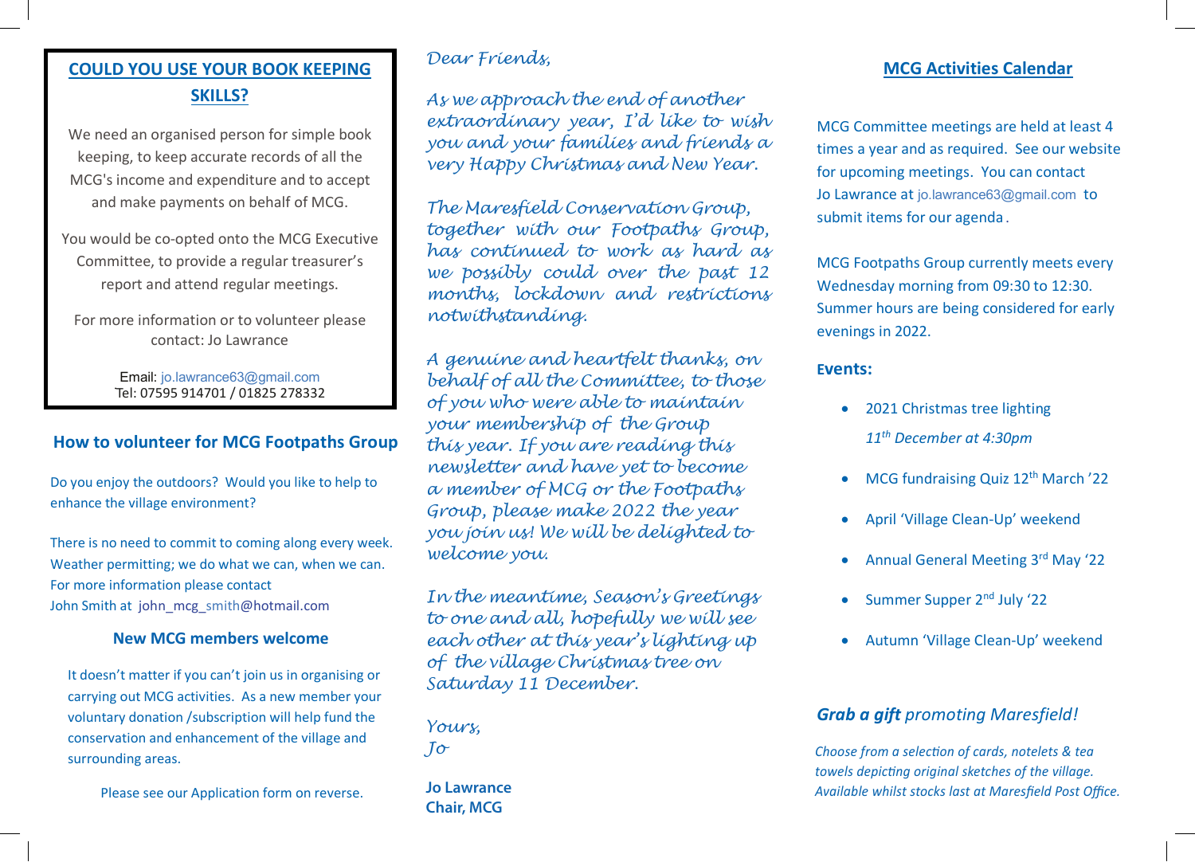## COULD YOU USE YOUR BOOK KEEPING SKILLS?

We need an organised person for simple book keeping, to keep accurate records of all the MCG's income and expenditure and to accept and make payments on behalf of MCG.

You would be co-opted onto the MCG Executive Committee, to provide a regular treasurer's report and attend regular meetings.

For more information or to volunteer please contact: Jo Lawrance

Email: jo.lawrance63@gmail.com
Tel: 07595 914701 / 01825 278332

### How to volunteer for MCG Footpaths Group

Do you enjoy the outdoors? Would you like to help to enhance the village environment?

There is no need to commit to coming along every week. Weather permitting; we do what we can, when we can. For more information please contact John Smith at john_mcg_smith@hotmail.com

### New MCG members welcome

It doesn't matter if you can't join us in organising or carrying out MCG activities. As a new member your voluntary donation /subscription will help fund the conservation and enhancement of the village and surrounding areas.

Please see our Application form on reverse.

*Dear Friends,*

*As we approach the end of another extraordinary year, I'd like to wish you and your families and friends a very Happy Christmas and New Year.*

*The Maresfield Conservation Group, together with our Footpaths Group, has continued to work as hard as we possibly could over the past 12 months, lockdown and restrictions notwithstanding.*

*A genuine and heartfelt thanks, on behalf of all the Committee, to those of you who were able to maintain your membership of the Group this year. If you are reading this newsletter and have yet to become a member of MCG or the Footpaths Group, please make 2022 the year you join us! We will be delighted to welcome you.*

*In the meantime, Season's Greetings to one and all, hopefully we will see each other at this year's lighting up of the village Christmas tree on Saturday 11 December.*

*Yours,*
*Jo*

**Jo Lawrance**
**Chair, MCG**

## MCG Activities Calendar

MCG Committee meetings are held at least 4 times a year and as required. See our website for upcoming meetings. You can contact Jo Lawrance at jo.lawrance63@gmail.com to submit items for our agenda.

MCG Footpaths Group currently meets every Wednesday morning from 09:30 to 12:30. Summer hours are being considered for early evenings in 2022.

**Events:**

- 2021 Christmas tree lighting
  *11th December at 4:30pm*
- MCG fundraising Quiz 12th March '22
- April 'Village Clean-Up' weekend
- Annual General Meeting 3rd May '22
- Summer Supper 2nd July '22
- Autumn 'Village Clean-Up' weekend

### ***Grab a gift** promoting Maresfield!*

*Choose from a selection of cards, notelets & tea towels depicting original sketches of the village. Available whilst stocks last at Maresfield Post Office.*